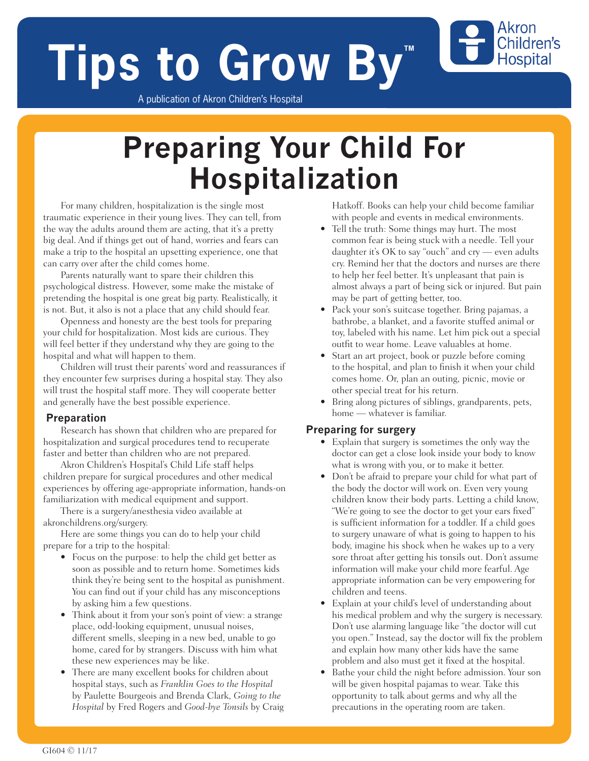# Tips to Grow By™

A publication of Akron Children's Hospital

Akron Children's Hospital

# Preparing Your Child For Hospitalization

For many children, hospitalization is the single most traumatic experience in their young lives. They can tell, from the way the adults around them are acting, that it's a pretty big deal. And if things get out of hand, worries and fears can make a trip to the hospital an upsetting experience, one that can carry over after the child comes home.

Parents naturally want to spare their children this psychological distress. However, some make the mistake of pretending the hospital is one great big party. Realistically, it is not. But, it also is not a place that any child should fear.

Openness and honesty are the best tools for preparing your child for hospitalization. Most kids are curious. They will feel better if they understand why they are going to the hospital and what will happen to them.

Children will trust their parents' word and reassurances if they encounter few surprises during a hospital stay. They also will trust the hospital staff more. They will cooperate better and generally have the best possible experience.

## Preparation

Research has shown that children who are prepared for hospitalization and surgical procedures tend to recuperate faster and better than children who are not prepared.

Akron Children's Hospital's Child Life staff helps children prepare for surgical procedures and other medical experiences by offering age-appropriate information, hands-on familiarization with medical equipment and support.

There is a surgery/anesthesia video available at akronchildrens.org/surgery.

Here are some things you can do to help your child prepare for a trip to the hospital:

- Focus on the purpose: to help the child get better as soon as possible and to return home. Sometimes kids think they're being sent to the hospital as punishment. You can find out if your child has any misconceptions by asking him a few questions.
- Think about it from your son's point of view: a strange place, odd-looking equipment, unusual noises, different smells, sleeping in a new bed, unable to go home, cared for by strangers. Discuss with him what these new experiences may be like.
- There are many excellent books for children about hospital stays, such as *Franklin Goes to the Hospital* by Paulette Bourgeois and Brenda Clark, *Going to the Hospital* by Fred Rogers and *Good-bye Tonsils* by Craig Hatkoff. Books can help your child become familiar with people and events in medical environments.
- Tell the truth: Some things may hurt. The most common fear is being stuck with a needle. Tell your daughter it's OK to say "ouch" and cry — even adults cry. Remind her that the doctors and nurses are there to help her feel better. It's unpleasant that pain is almost always a part of being sick or injured. But pain may be part of getting better, too.
- Pack your son's suitcase together. Bring pajamas, a bathrobe, a blanket, and a favorite stuffed animal or toy, labeled with his name. Let him pick out a special outfit to wear home. Leave valuables at home.
- Start an art project, book or puzzle before coming to the hospital, and plan to finish it when your child comes home. Or, plan an outing, picnic, movie or other special treat for his return.
- Bring along pictures of siblings, grandparents, pets, home — whatever is familiar.

## Preparing for surgery

- Explain that surgery is sometimes the only way the doctor can get a close look inside your body to know what is wrong with you, or to make it better.
- Don't be afraid to prepare your child for what part of the body the doctor will work on. Even very young children know their body parts. Letting a child know, "We're going to see the doctor to get your ears fixed" is sufficient information for a toddler. If a child goes to surgery unaware of what is going to happen to his body, imagine his shock when he wakes up to a very sore throat after getting his tonsils out. Don't assume information will make your child more fearful. Age appropriate information can be very empowering for children and teens.
- Explain at your child's level of understanding about his medical problem and why the surgery is necessary. Don't use alarming language like "the doctor will cut you open." Instead, say the doctor will fix the problem and explain how many other kids have the same problem and also must get it fixed at the hospital.
- Bathe your child the night before admission. Your son will be given hospital pajamas to wear. Take this opportunity to talk about germs and why all the precautions in the operating room are taken.

GI604 © 11/17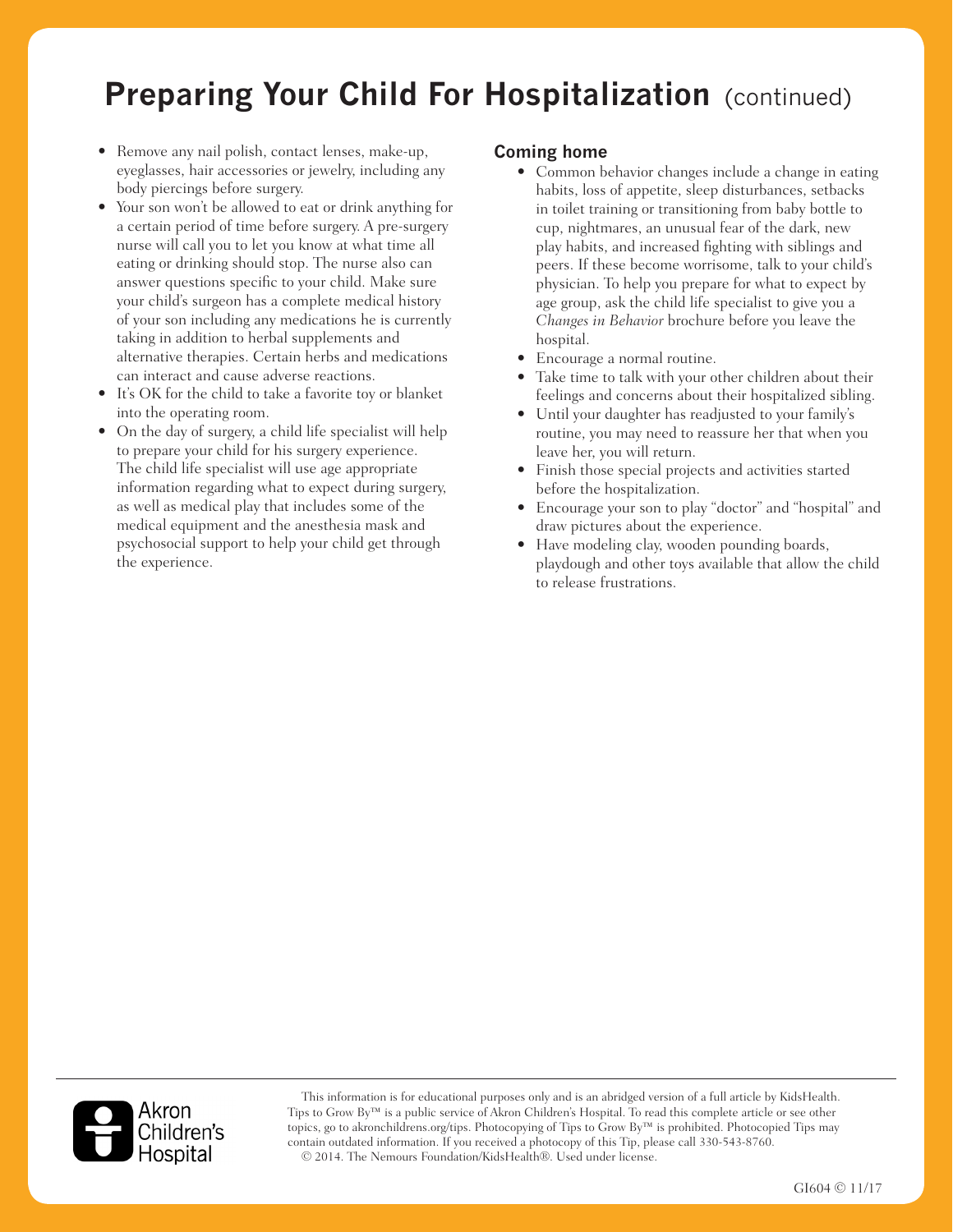# Preparing Your Child For Hospitalization (continued)

- Remove any nail polish, contact lenses, make-up, eyeglasses, hair accessories or jewelry, including any body piercings before surgery.
- Your son won't be allowed to eat or drink anything for a certain period of time before surgery. A pre-surgery nurse will call you to let you know at what time all eating or drinking should stop. The nurse also can answer questions specific to your child. Make sure your child's surgeon has a complete medical history of your son including any medications he is currently taking in addition to herbal supplements and alternative therapies. Certain herbs and medications can interact and cause adverse reactions.
- It's OK for the child to take a favorite toy or blanket into the operating room.
- On the day of surgery, a child life specialist will help to prepare your child for his surgery experience. The child life specialist will use age appropriate information regarding what to expect during surgery, as well as medical play that includes some of the medical equipment and the anesthesia mask and psychosocial support to help your child get through the experience.

## Coming home

- Common behavior changes include a change in eating habits, loss of appetite, sleep disturbances, setbacks in toilet training or transitioning from baby bottle to cup, nightmares, an unusual fear of the dark, new play habits, and increased fighting with siblings and peers. If these become worrisome, talk to your child's physician. To help you prepare for what to expect by age group, ask the child life specialist to give you a *Changes in Behavior* brochure before you leave the hospital.
- Encourage a normal routine.
- Take time to talk with your other children about their feelings and concerns about their hospitalized sibling.
- Until your daughter has readjusted to your family's routine, you may need to reassure her that when you leave her, you will return.
- Finish those special projects and activities started before the hospitalization.
- Encourage your son to play "doctor" and "hospital" and draw pictures about the experience.
- Have modeling clay, wooden pounding boards, playdough and other toys available that allow the child to release frustrations.

Akron Children's Hospital

This information is for educational purposes only and is an abridged version of a full article by KidsHealth. Tips to Grow By™ is a public service of Akron Children's Hospital. To read this complete article or see other topics, go to akronchildrens.org/tips. Photocopying of Tips to Grow By™ is prohibited. Photocopied Tips may contain outdated information. If you received a photocopy of this Tip, please call 330-543-8760.
© 2014. The Nemours Foundation/KidsHealth®. Used under license.

GI604 © 11/17